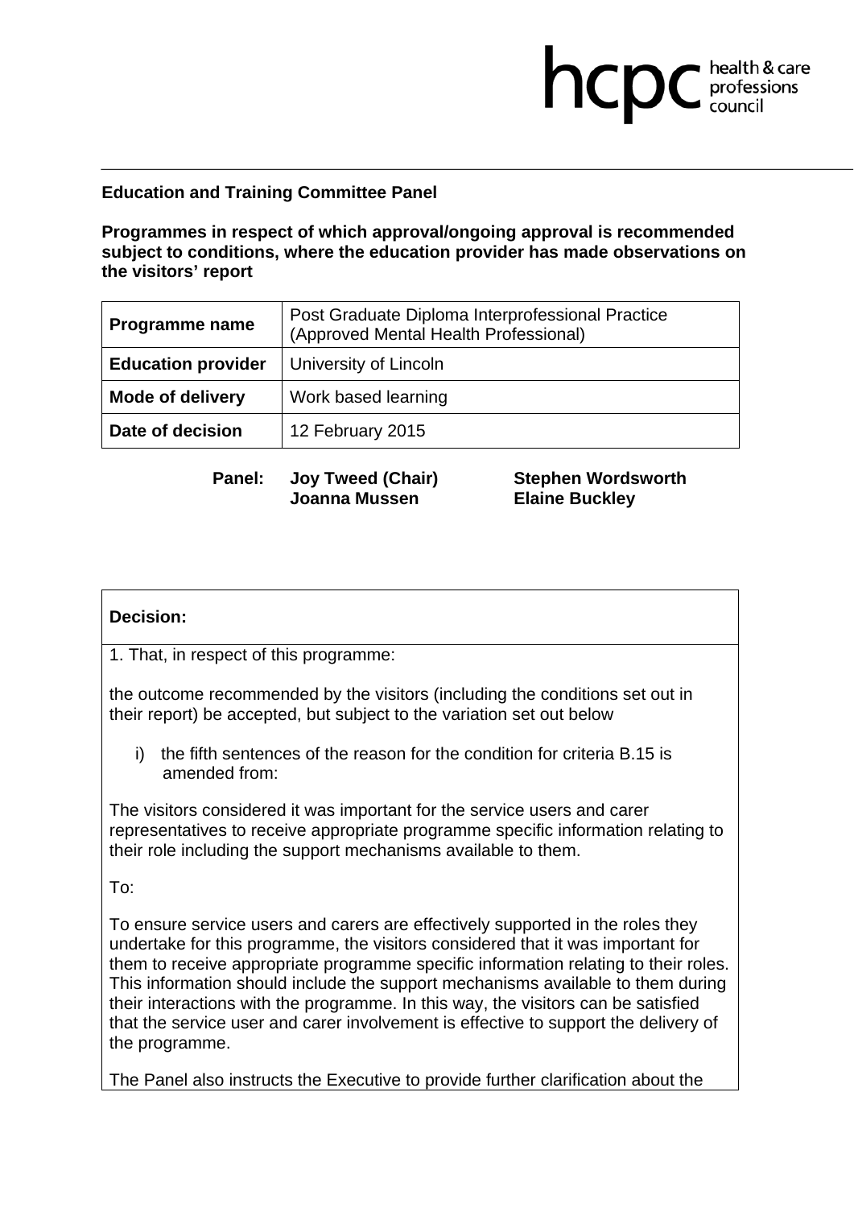hcpc health & care professions council

**Education and Training Committee Panel**

**Programmes in respect of which approval/ongoing approval is recommended subject to conditions, where the education provider has made observations on the visitors' report**

| **Programme name** | Post Graduate Diploma Interprofessional Practice (Approved Mental Health Professional) |
|---|---|
| **Education provider** | University of Lincoln |
| **Mode of delivery** | Work based learning |
| **Date of decision** | 12 February 2015 |

**Panel:** **Joy Tweed (Chair)** **Stephen Wordsworth** **Joanna Mussen** **Elaine Buckley**

**Decision:**

1. That, in respect of this programme:

the outcome recommended by the visitors (including the conditions set out in their report) be accepted, but subject to the variation set out below

i) the fifth sentences of the reason for the condition for criteria B.15 is amended from:

The visitors considered it was important for the service users and carer representatives to receive appropriate programme specific information relating to their role including the support mechanisms available to them.

To:

To ensure service users and carers are effectively supported in the roles they undertake for this programme, the visitors considered that it was important for them to receive appropriate programme specific information relating to their roles. This information should include the support mechanisms available to them during their interactions with the programme. In this way, the visitors can be satisfied that the service user and carer involvement is effective to support the delivery of the programme.

The Panel also instructs the Executive to provide further clarification about the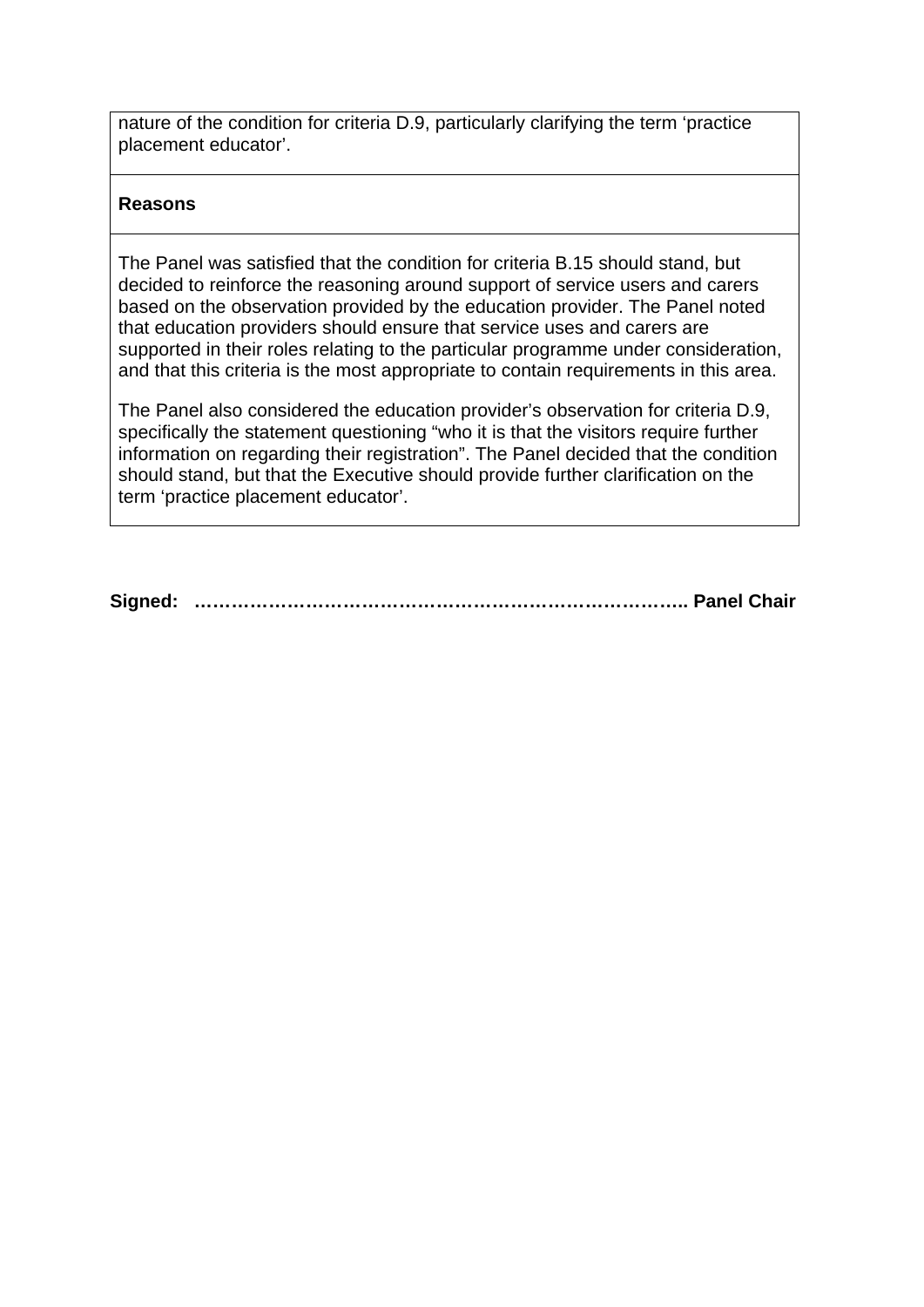| nature of the condition for criteria D.9, particularly clarifying the term 'practice placement educator'. |
| --- |
| **Reasons** |
| The Panel was satisfied that the condition for criteria B.15 should stand, but decided to reinforce the reasoning around support of service users and carers based on the observation provided by the education provider. The Panel noted that education providers should ensure that service uses and carers are supported in their roles relating to the particular programme under consideration, and that this criteria is the most appropriate to contain requirements in this area.<br><br>The Panel also considered the education provider's observation for criteria D.9, specifically the statement questioning "who it is that the visitors require further information on regarding their registration". The Panel decided that the condition should stand, but that the Executive should provide further clarification on the term 'practice placement educator'. |

**Signed: ……………………………………………………………………….. Panel Chair**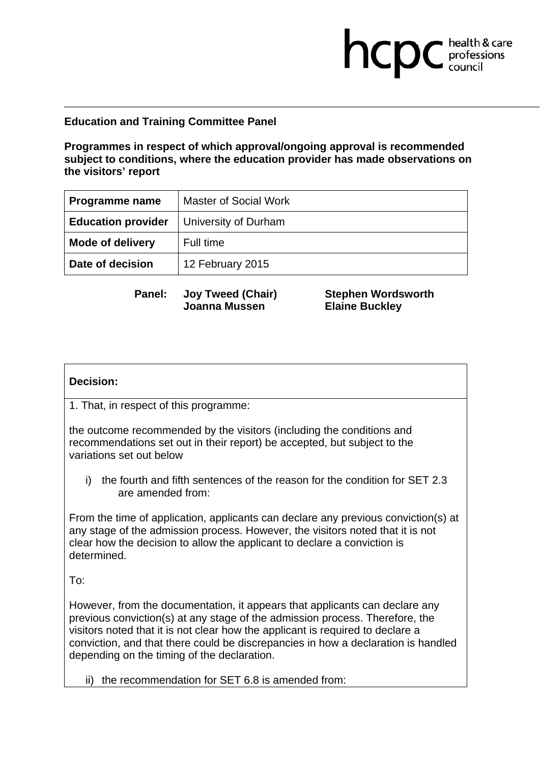**Education and Training Committee Panel**

**Programmes in respect of which approval/ongoing approval is recommended subject to conditions, where the education provider has made observations on the visitors' report**

| **Programme name** | Master of Social Work |
|---|---|
| **Education provider** | University of Durham |
| **Mode of delivery** | Full time |
| **Date of decision** | 12 February 2015 |

**Panel:** **Joy Tweed (Chair)**, **Stephen Wordsworth**, **Joanna Mussen**, **Elaine Buckley**

**Decision:**

1. That, in respect of this programme:

the outcome recommended by the visitors (including the conditions and recommendations set out in their report) be accepted, but subject to the variations set out below

i) the fourth and fifth sentences of the reason for the condition for SET 2.3 are amended from:

From the time of application, applicants can declare any previous conviction(s) at any stage of the admission process. However, the visitors noted that it is not clear how the decision to allow the applicant to declare a conviction is determined.

To:

However, from the documentation, it appears that applicants can declare any previous conviction(s) at any stage of the admission process. Therefore, the visitors noted that it is not clear how the applicant is required to declare a conviction, and that there could be discrepancies in how a declaration is handled depending on the timing of the declaration.

ii) the recommendation for SET 6.8 is amended from: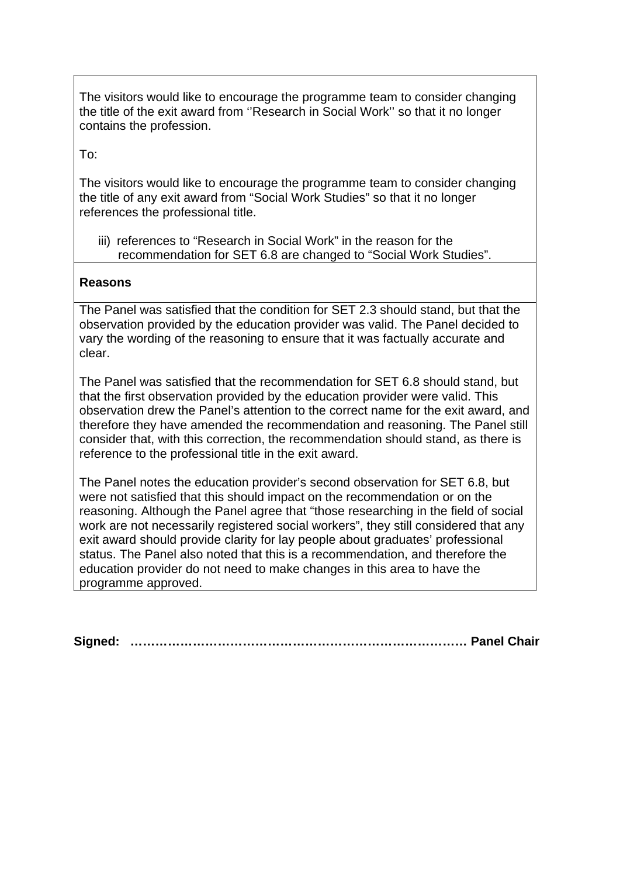The visitors would like to encourage the programme team to consider changing the title of the exit award from ''Research in Social Work'' so that it no longer contains the profession.

To:

The visitors would like to encourage the programme team to consider changing the title of any exit award from "Social Work Studies" so that it no longer references the professional title.

iii) references to "Research in Social Work" in the reason for the recommendation for SET 6.8 are changed to "Social Work Studies".

**Reasons**

The Panel was satisfied that the condition for SET 2.3 should stand, but that the observation provided by the education provider was valid. The Panel decided to vary the wording of the reasoning to ensure that it was factually accurate and clear.

The Panel was satisfied that the recommendation for SET 6.8 should stand, but that the first observation provided by the education provider were valid. This observation drew the Panel's attention to the correct name for the exit award, and therefore they have amended the recommendation and reasoning. The Panel still consider that, with this correction, the recommendation should stand, as there is reference to the professional title in the exit award.

The Panel notes the education provider's second observation for SET 6.8, but were not satisfied that this should impact on the recommendation or on the reasoning. Although the Panel agree that "those researching in the field of social work are not necessarily registered social workers", they still considered that any exit award should provide clarity for lay people about graduates' professional status. The Panel also noted that this is a recommendation, and therefore the education provider do not need to make changes in this area to have the programme approved.

**Signed: ………………………………………………………………………. Panel Chair**